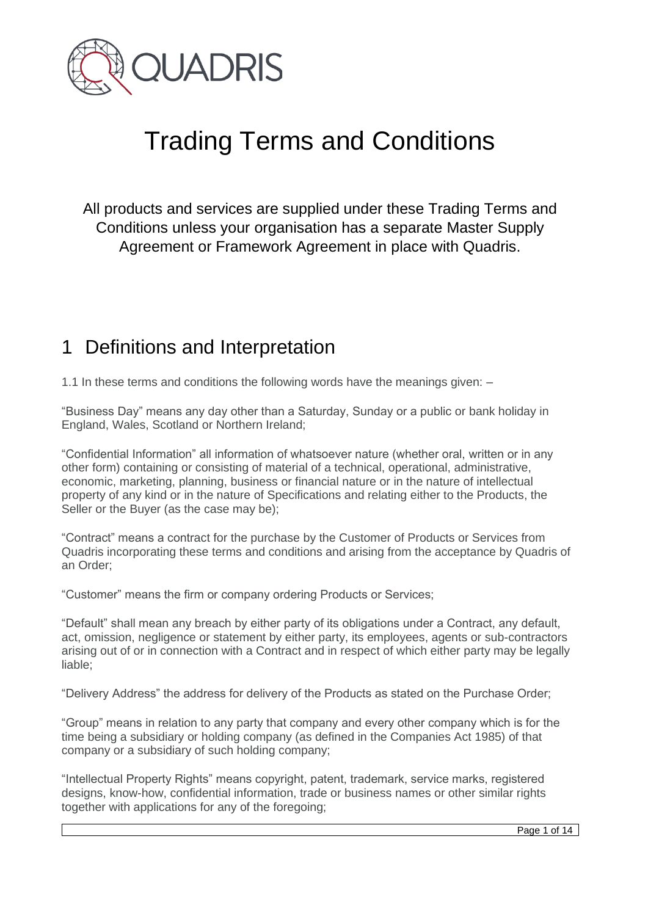# Trading Terms and Conditions

All products and services are supplied under these Trading Terms and Conditions unless your organisation has a separate Master Supply Agreement or Framework Agreement in place with Quadris.

## 1 Definitions and Interpretation

1.1 In these terms and conditions the following words have the meanings given: –

"Business Day" means any day other than a Saturday, Sunday or a public or bank holiday in England, Wales, Scotland or Northern Ireland;

"Confidential Information" all information of whatsoever nature (whether oral, written or in any other form) containing or consisting of material of a technical, operational, administrative, economic, marketing, planning, business or financial nature or in the nature of intellectual property of any kind or in the nature of Specifications and relating either to the Products, the Seller or the Buyer (as the case may be);

"Contract" means a contract for the purchase by the Customer of Products or Services from Quadris incorporating these terms and conditions and arising from the acceptance by Quadris of an Order;

"Customer" means the firm or company ordering Products or Services;

"Default" shall mean any breach by either party of its obligations under a Contract, any default, act, omission, negligence or statement by either party, its employees, agents or sub-contractors arising out of or in connection with a Contract and in respect of which either party may be legally liable;

"Delivery Address" the address for delivery of the Products as stated on the Purchase Order;

"Group" means in relation to any party that company and every other company which is for the time being a subsidiary or holding company (as defined in the Companies Act 1985) of that company or a subsidiary of such holding company;

"Intellectual Property Rights" means copyright, patent, trademark, service marks, registered designs, know-how, confidential information, trade or business names or other similar rights together with applications for any of the foregoing;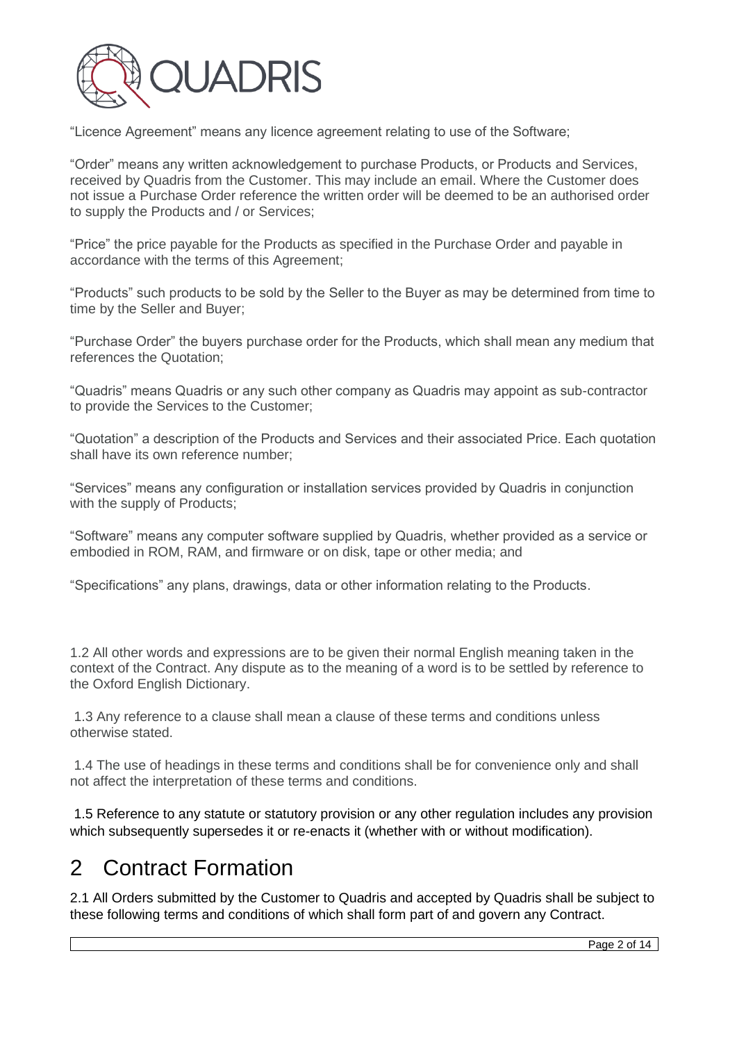"Licence Agreement" means any licence agreement relating to use of the Software;

"Order" means any written acknowledgement to purchase Products, or Products and Services, received by Quadris from the Customer. This may include an email. Where the Customer does not issue a Purchase Order reference the written order will be deemed to be an authorised order to supply the Products and / or Services;

"Price" the price payable for the Products as specified in the Purchase Order and payable in accordance with the terms of this Agreement;

"Products" such products to be sold by the Seller to the Buyer as may be determined from time to time by the Seller and Buyer;

"Purchase Order" the buyers purchase order for the Products, which shall mean any medium that references the Quotation;

"Quadris" means Quadris or any such other company as Quadris may appoint as sub-contractor to provide the Services to the Customer;

"Quotation" a description of the Products and Services and their associated Price. Each quotation shall have its own reference number;

"Services" means any configuration or installation services provided by Quadris in conjunction with the supply of Products;

"Software" means any computer software supplied by Quadris, whether provided as a service or embodied in ROM, RAM, and firmware or on disk, tape or other media; and

"Specifications" any plans, drawings, data or other information relating to the Products.

1.2 All other words and expressions are to be given their normal English meaning taken in the context of the Contract. Any dispute as to the meaning of a word is to be settled by reference to the Oxford English Dictionary.

1.3 Any reference to a clause shall mean a clause of these terms and conditions unless otherwise stated.

1.4 The use of headings in these terms and conditions shall be for convenience only and shall not affect the interpretation of these terms and conditions.

1.5 Reference to any statute or statutory provision or any other regulation includes any provision which subsequently supersedes it or re-enacts it (whether with or without modification).

# 2 Contract Formation

2.1 All Orders submitted by the Customer to Quadris and accepted by Quadris shall be subject to these following terms and conditions of which shall form part of and govern any Contract.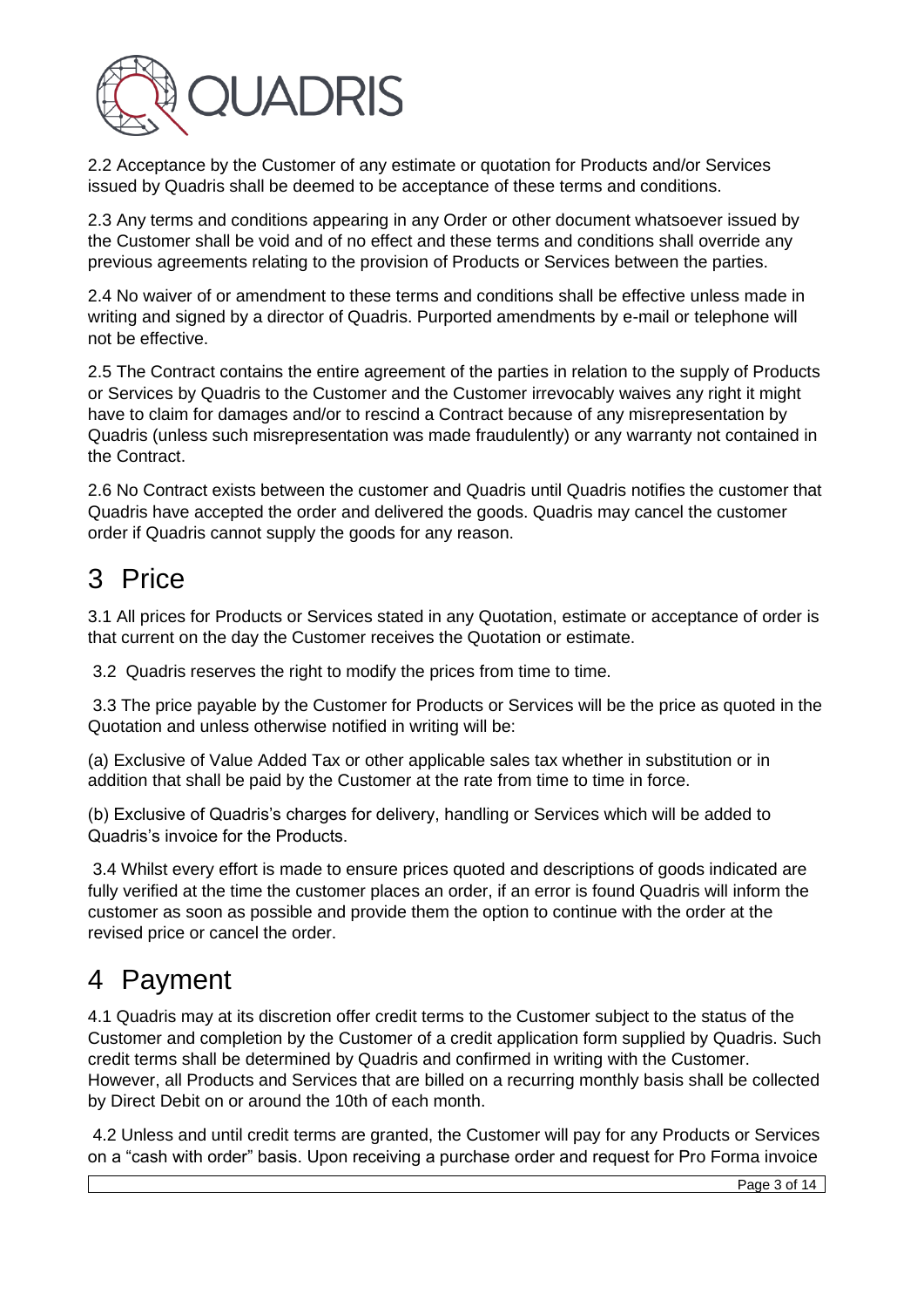2.2 Acceptance by the Customer of any estimate or quotation for Products and/or Services issued by Quadris shall be deemed to be acceptance of these terms and conditions.

2.3 Any terms and conditions appearing in any Order or other document whatsoever issued by the Customer shall be void and of no effect and these terms and conditions shall override any previous agreements relating to the provision of Products or Services between the parties.

2.4 No waiver of or amendment to these terms and conditions shall be effective unless made in writing and signed by a director of Quadris. Purported amendments by e-mail or telephone will not be effective.

2.5 The Contract contains the entire agreement of the parties in relation to the supply of Products or Services by Quadris to the Customer and the Customer irrevocably waives any right it might have to claim for damages and/or to rescind a Contract because of any misrepresentation by Quadris (unless such misrepresentation was made fraudulently) or any warranty not contained in the Contract.

2.6 No Contract exists between the customer and Quadris until Quadris notifies the customer that Quadris have accepted the order and delivered the goods. Quadris may cancel the customer order if Quadris cannot supply the goods for any reason.

# 3 Price

3.1 All prices for Products or Services stated in any Quotation, estimate or acceptance of order is that current on the day the Customer receives the Quotation or estimate.

3.2 Quadris reserves the right to modify the prices from time to time.

3.3 The price payable by the Customer for Products or Services will be the price as quoted in the Quotation and unless otherwise notified in writing will be:

(a) Exclusive of Value Added Tax or other applicable sales tax whether in substitution or in addition that shall be paid by the Customer at the rate from time to time in force.

(b) Exclusive of Quadris's charges for delivery, handling or Services which will be added to Quadris's invoice for the Products.

3.4 Whilst every effort is made to ensure prices quoted and descriptions of goods indicated are fully verified at the time the customer places an order, if an error is found Quadris will inform the customer as soon as possible and provide them the option to continue with the order at the revised price or cancel the order.

# 4 Payment

4.1 Quadris may at its discretion offer credit terms to the Customer subject to the status of the Customer and completion by the Customer of a credit application form supplied by Quadris. Such credit terms shall be determined by Quadris and confirmed in writing with the Customer. However, all Products and Services that are billed on a recurring monthly basis shall be collected by Direct Debit on or around the 10th of each month.

4.2 Unless and until credit terms are granted, the Customer will pay for any Products or Services on a "cash with order" basis. Upon receiving a purchase order and request for Pro Forma invoice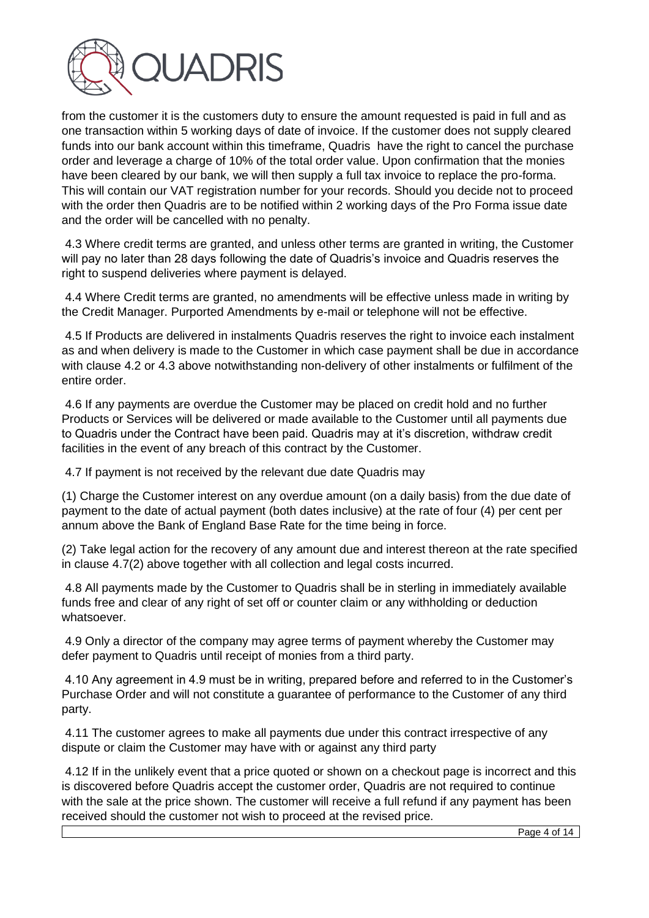from the customer it is the customers duty to ensure the amount requested is paid in full and as one transaction within 5 working days of date of invoice. If the customer does not supply cleared funds into our bank account within this timeframe, Quadris have the right to cancel the purchase order and leverage a charge of 10% of the total order value. Upon confirmation that the monies have been cleared by our bank, we will then supply a full tax invoice to replace the pro-forma. This will contain our VAT registration number for your records. Should you decide not to proceed with the order then Quadris are to be notified within 2 working days of the Pro Forma issue date and the order will be cancelled with no penalty.

4.3 Where credit terms are granted, and unless other terms are granted in writing, the Customer will pay no later than 28 days following the date of Quadris's invoice and Quadris reserves the right to suspend deliveries where payment is delayed.

4.4 Where Credit terms are granted, no amendments will be effective unless made in writing by the Credit Manager. Purported Amendments by e-mail or telephone will not be effective.

4.5 If Products are delivered in instalments Quadris reserves the right to invoice each instalment as and when delivery is made to the Customer in which case payment shall be due in accordance with clause 4.2 or 4.3 above notwithstanding non-delivery of other instalments or fulfilment of the entire order.

4.6 If any payments are overdue the Customer may be placed on credit hold and no further Products or Services will be delivered or made available to the Customer until all payments due to Quadris under the Contract have been paid. Quadris may at it's discretion, withdraw credit facilities in the event of any breach of this contract by the Customer.

4.7 If payment is not received by the relevant due date Quadris may

(1) Charge the Customer interest on any overdue amount (on a daily basis) from the due date of payment to the date of actual payment (both dates inclusive) at the rate of four (4) per cent per annum above the Bank of England Base Rate for the time being in force.

(2) Take legal action for the recovery of any amount due and interest thereon at the rate specified in clause 4.7(2) above together with all collection and legal costs incurred.

4.8 All payments made by the Customer to Quadris shall be in sterling in immediately available funds free and clear of any right of set off or counter claim or any withholding or deduction whatsoever.

4.9 Only a director of the company may agree terms of payment whereby the Customer may defer payment to Quadris until receipt of monies from a third party.

4.10 Any agreement in 4.9 must be in writing, prepared before and referred to in the Customer's Purchase Order and will not constitute a guarantee of performance to the Customer of any third party.

4.11 The customer agrees to make all payments due under this contract irrespective of any dispute or claim the Customer may have with or against any third party

4.12 If in the unlikely event that a price quoted or shown on a checkout page is incorrect and this is discovered before Quadris accept the customer order, Quadris are not required to continue with the sale at the price shown. The customer will receive a full refund if any payment has been received should the customer not wish to proceed at the revised price.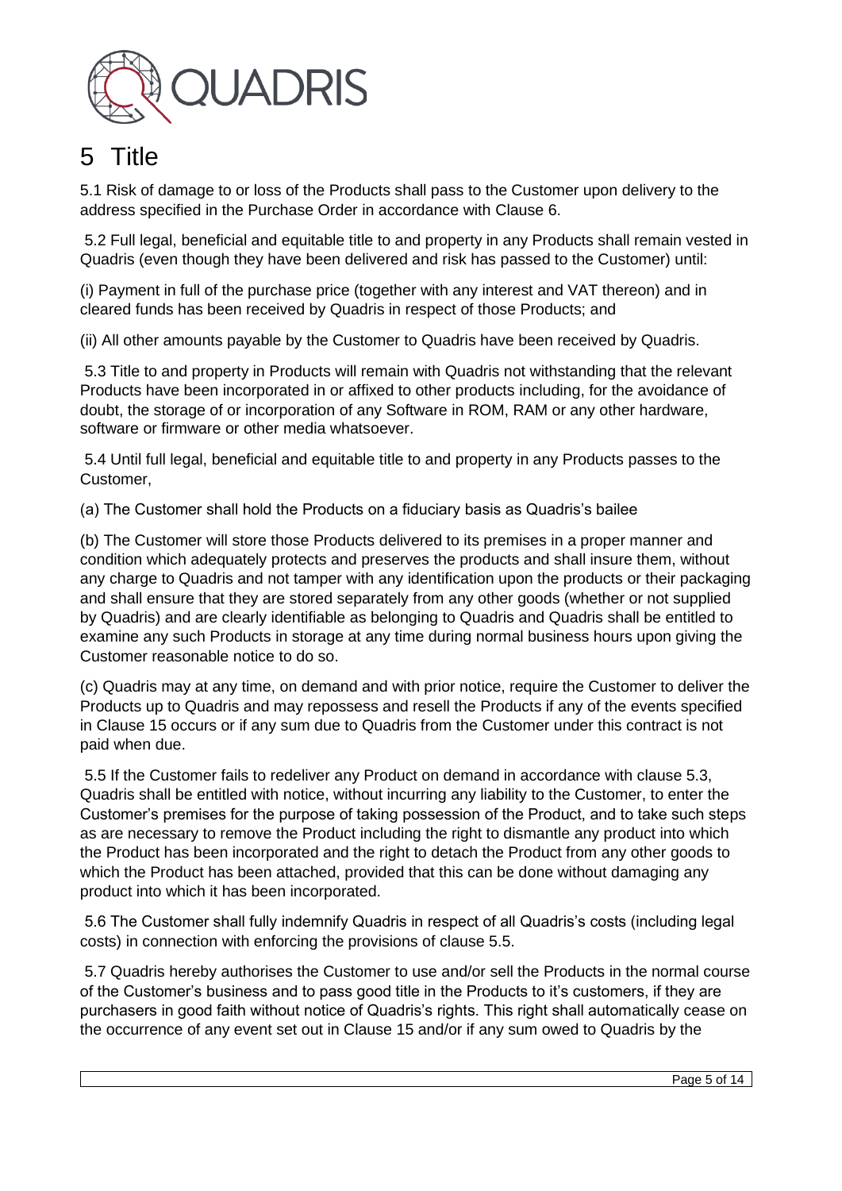# 5 Title

5.1 Risk of damage to or loss of the Products shall pass to the Customer upon delivery to the address specified in the Purchase Order in accordance with Clause 6.

5.2 Full legal, beneficial and equitable title to and property in any Products shall remain vested in Quadris (even though they have been delivered and risk has passed to the Customer) until:

(i) Payment in full of the purchase price (together with any interest and VAT thereon) and in cleared funds has been received by Quadris in respect of those Products; and

(ii) All other amounts payable by the Customer to Quadris have been received by Quadris.

5.3 Title to and property in Products will remain with Quadris not withstanding that the relevant Products have been incorporated in or affixed to other products including, for the avoidance of doubt, the storage of or incorporation of any Software in ROM, RAM or any other hardware, software or firmware or other media whatsoever.

5.4 Until full legal, beneficial and equitable title to and property in any Products passes to the Customer,

(a) The Customer shall hold the Products on a fiduciary basis as Quadris's bailee

(b) The Customer will store those Products delivered to its premises in a proper manner and condition which adequately protects and preserves the products and shall insure them, without any charge to Quadris and not tamper with any identification upon the products or their packaging and shall ensure that they are stored separately from any other goods (whether or not supplied by Quadris) and are clearly identifiable as belonging to Quadris and Quadris shall be entitled to examine any such Products in storage at any time during normal business hours upon giving the Customer reasonable notice to do so.

(c) Quadris may at any time, on demand and with prior notice, require the Customer to deliver the Products up to Quadris and may repossess and resell the Products if any of the events specified in Clause 15 occurs or if any sum due to Quadris from the Customer under this contract is not paid when due.

5.5 If the Customer fails to redeliver any Product on demand in accordance with clause 5.3, Quadris shall be entitled with notice, without incurring any liability to the Customer, to enter the Customer's premises for the purpose of taking possession of the Product, and to take such steps as are necessary to remove the Product including the right to dismantle any product into which the Product has been incorporated and the right to detach the Product from any other goods to which the Product has been attached, provided that this can be done without damaging any product into which it has been incorporated.

5.6 The Customer shall fully indemnify Quadris in respect of all Quadris's costs (including legal costs) in connection with enforcing the provisions of clause 5.5.

5.7 Quadris hereby authorises the Customer to use and/or sell the Products in the normal course of the Customer's business and to pass good title in the Products to it's customers, if they are purchasers in good faith without notice of Quadris's rights. This right shall automatically cease on the occurrence of any event set out in Clause 15 and/or if any sum owed to Quadris by the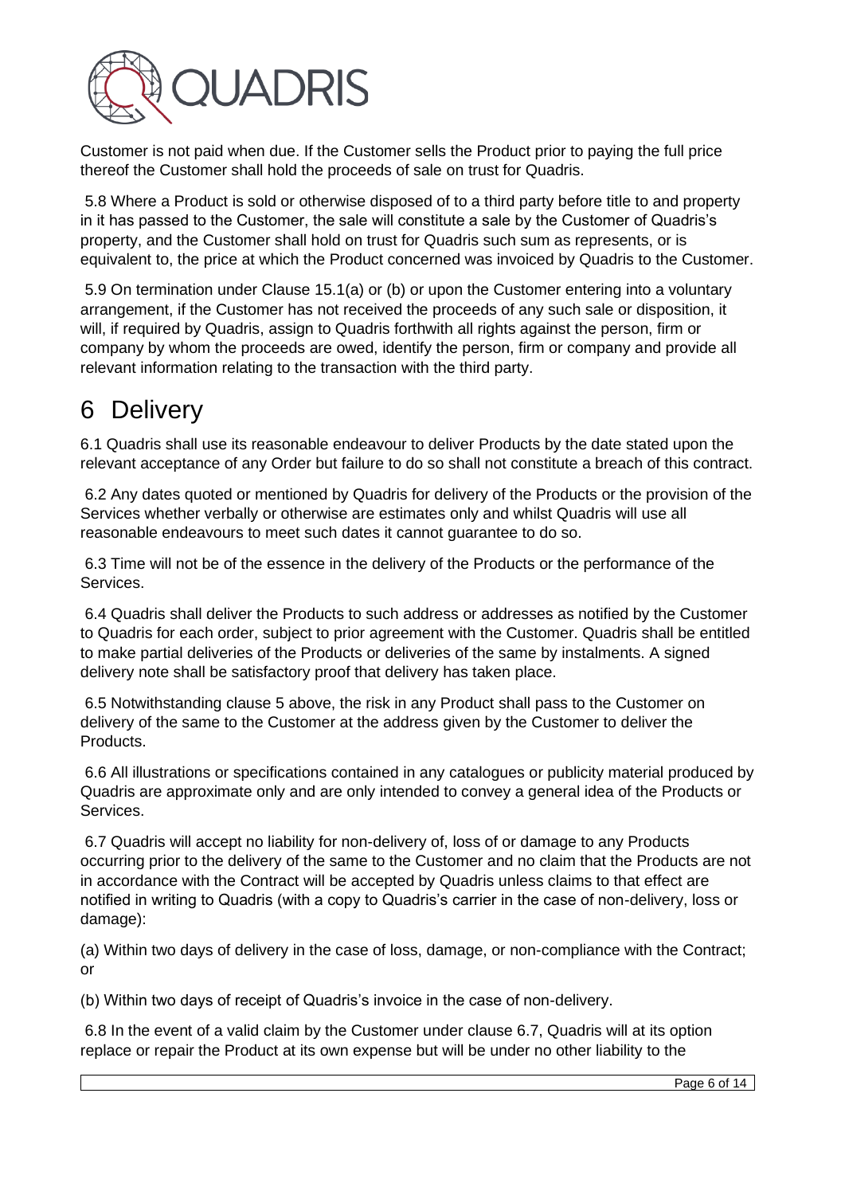Customer is not paid when due. If the Customer sells the Product prior to paying the full price thereof the Customer shall hold the proceeds of sale on trust for Quadris.

5.8 Where a Product is sold or otherwise disposed of to a third party before title to and property in it has passed to the Customer, the sale will constitute a sale by the Customer of Quadris's property, and the Customer shall hold on trust for Quadris such sum as represents, or is equivalent to, the price at which the Product concerned was invoiced by Quadris to the Customer.

5.9 On termination under Clause 15.1(a) or (b) or upon the Customer entering into a voluntary arrangement, if the Customer has not received the proceeds of any such sale or disposition, it will, if required by Quadris, assign to Quadris forthwith all rights against the person, firm or company by whom the proceeds are owed, identify the person, firm or company and provide all relevant information relating to the transaction with the third party.

# 6 Delivery

6.1 Quadris shall use its reasonable endeavour to deliver Products by the date stated upon the relevant acceptance of any Order but failure to do so shall not constitute a breach of this contract.

6.2 Any dates quoted or mentioned by Quadris for delivery of the Products or the provision of the Services whether verbally or otherwise are estimates only and whilst Quadris will use all reasonable endeavours to meet such dates it cannot guarantee to do so.

6.3 Time will not be of the essence in the delivery of the Products or the performance of the Services.

6.4 Quadris shall deliver the Products to such address or addresses as notified by the Customer to Quadris for each order, subject to prior agreement with the Customer. Quadris shall be entitled to make partial deliveries of the Products or deliveries of the same by instalments. A signed delivery note shall be satisfactory proof that delivery has taken place.

6.5 Notwithstanding clause 5 above, the risk in any Product shall pass to the Customer on delivery of the same to the Customer at the address given by the Customer to deliver the Products.

6.6 All illustrations or specifications contained in any catalogues or publicity material produced by Quadris are approximate only and are only intended to convey a general idea of the Products or Services.

6.7 Quadris will accept no liability for non-delivery of, loss of or damage to any Products occurring prior to the delivery of the same to the Customer and no claim that the Products are not in accordance with the Contract will be accepted by Quadris unless claims to that effect are notified in writing to Quadris (with a copy to Quadris's carrier in the case of non-delivery, loss or damage):

(a) Within two days of delivery in the case of loss, damage, or non-compliance with the Contract; or

(b) Within two days of receipt of Quadris's invoice in the case of non-delivery.

6.8 In the event of a valid claim by the Customer under clause 6.7, Quadris will at its option replace or repair the Product at its own expense but will be under no other liability to the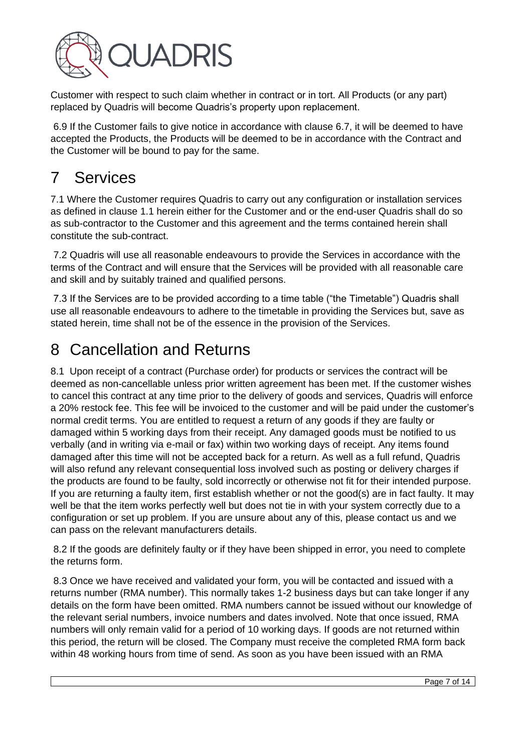Customer with respect to such claim whether in contract or in tort. All Products (or any part) replaced by Quadris will become Quadris's property upon replacement.

6.9 If the Customer fails to give notice in accordance with clause 6.7, it will be deemed to have accepted the Products, the Products will be deemed to be in accordance with the Contract and the Customer will be bound to pay for the same.

# 7 Services

7.1 Where the Customer requires Quadris to carry out any configuration or installation services as defined in clause 1.1 herein either for the Customer and or the end-user Quadris shall do so as sub-contractor to the Customer and this agreement and the terms contained herein shall constitute the sub-contract.

7.2 Quadris will use all reasonable endeavours to provide the Services in accordance with the terms of the Contract and will ensure that the Services will be provided with all reasonable care and skill and by suitably trained and qualified persons.

7.3 If the Services are to be provided according to a time table ("the Timetable") Quadris shall use all reasonable endeavours to adhere to the timetable in providing the Services but, save as stated herein, time shall not be of the essence in the provision of the Services.

# 8 Cancellation and Returns

8.1 Upon receipt of a contract (Purchase order) for products or services the contract will be deemed as non-cancellable unless prior written agreement has been met. If the customer wishes to cancel this contract at any time prior to the delivery of goods and services, Quadris will enforce a 20% restock fee. This fee will be invoiced to the customer and will be paid under the customer's normal credit terms. You are entitled to request a return of any goods if they are faulty or damaged within 5 working days from their receipt. Any damaged goods must be notified to us verbally (and in writing via e-mail or fax) within two working days of receipt. Any items found damaged after this time will not be accepted back for a return. As well as a full refund, Quadris will also refund any relevant consequential loss involved such as posting or delivery charges if the products are found to be faulty, sold incorrectly or otherwise not fit for their intended purpose. If you are returning a faulty item, first establish whether or not the good(s) are in fact faulty. It may well be that the item works perfectly well but does not tie in with your system correctly due to a configuration or set up problem. If you are unsure about any of this, please contact us and we can pass on the relevant manufacturers details.

8.2 If the goods are definitely faulty or if they have been shipped in error, you need to complete the returns form.

8.3 Once we have received and validated your form, you will be contacted and issued with a returns number (RMA number). This normally takes 1-2 business days but can take longer if any details on the form have been omitted. RMA numbers cannot be issued without our knowledge of the relevant serial numbers, invoice numbers and dates involved. Note that once issued, RMA numbers will only remain valid for a period of 10 working days. If goods are not returned within this period, the return will be closed. The Company must receive the completed RMA form back within 48 working hours from time of send. As soon as you have been issued with an RMA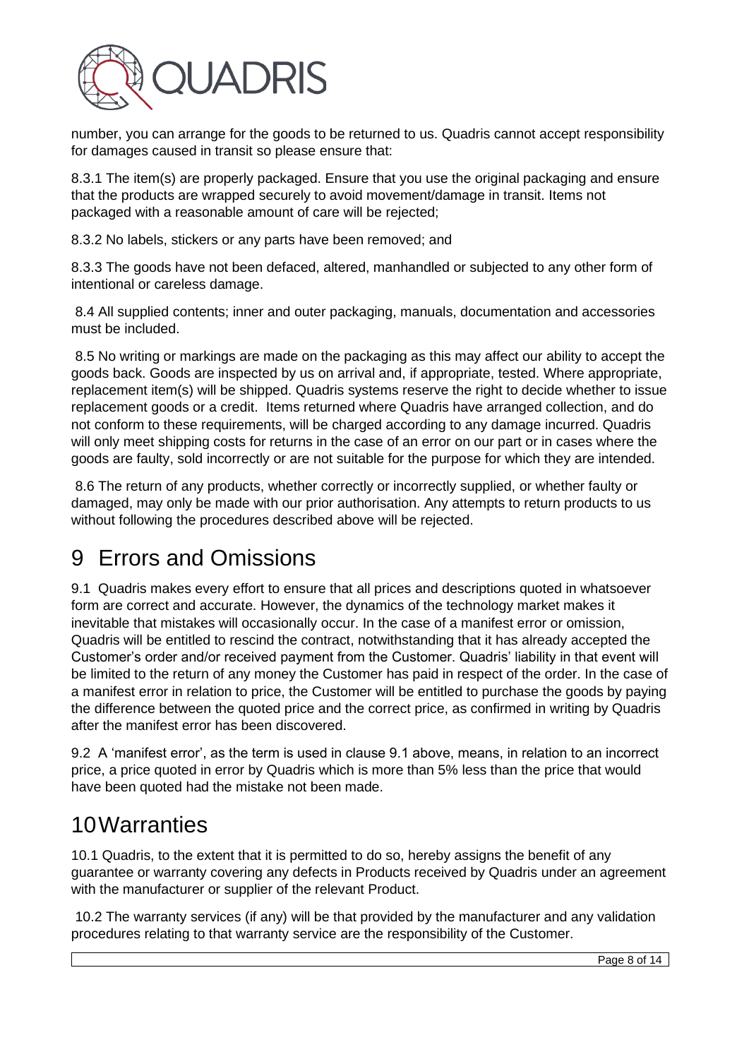number, you can arrange for the goods to be returned to us. Quadris cannot accept responsibility for damages caused in transit so please ensure that:

8.3.1 The item(s) are properly packaged. Ensure that you use the original packaging and ensure that the products are wrapped securely to avoid movement/damage in transit. Items not packaged with a reasonable amount of care will be rejected;

8.3.2 No labels, stickers or any parts have been removed; and

8.3.3 The goods have not been defaced, altered, manhandled or subjected to any other form of intentional or careless damage.

8.4 All supplied contents; inner and outer packaging, manuals, documentation and accessories must be included.

8.5 No writing or markings are made on the packaging as this may affect our ability to accept the goods back. Goods are inspected by us on arrival and, if appropriate, tested. Where appropriate, replacement item(s) will be shipped. Quadris systems reserve the right to decide whether to issue replacement goods or a credit. Items returned where Quadris have arranged collection, and do not conform to these requirements, will be charged according to any damage incurred. Quadris will only meet shipping costs for returns in the case of an error on our part or in cases where the goods are faulty, sold incorrectly or are not suitable for the purpose for which they are intended.

8.6 The return of any products, whether correctly or incorrectly supplied, or whether faulty or damaged, may only be made with our prior authorisation. Any attempts to return products to us without following the procedures described above will be rejected.

# 9 Errors and Omissions

9.1 Quadris makes every effort to ensure that all prices and descriptions quoted in whatsoever form are correct and accurate. However, the dynamics of the technology market makes it inevitable that mistakes will occasionally occur. In the case of a manifest error or omission, Quadris will be entitled to rescind the contract, notwithstanding that it has already accepted the Customer's order and/or received payment from the Customer. Quadris' liability in that event will be limited to the return of any money the Customer has paid in respect of the order. In the case of a manifest error in relation to price, the Customer will be entitled to purchase the goods by paying the difference between the quoted price and the correct price, as confirmed in writing by Quadris after the manifest error has been discovered.

9.2 A 'manifest error', as the term is used in clause 9.1 above, means, in relation to an incorrect price, a price quoted in error by Quadris which is more than 5% less than the price that would have been quoted had the mistake not been made.

# 10 Warranties

10.1 Quadris, to the extent that it is permitted to do so, hereby assigns the benefit of any guarantee or warranty covering any defects in Products received by Quadris under an agreement with the manufacturer or supplier of the relevant Product.

10.2 The warranty services (if any) will be that provided by the manufacturer and any validation procedures relating to that warranty service are the responsibility of the Customer.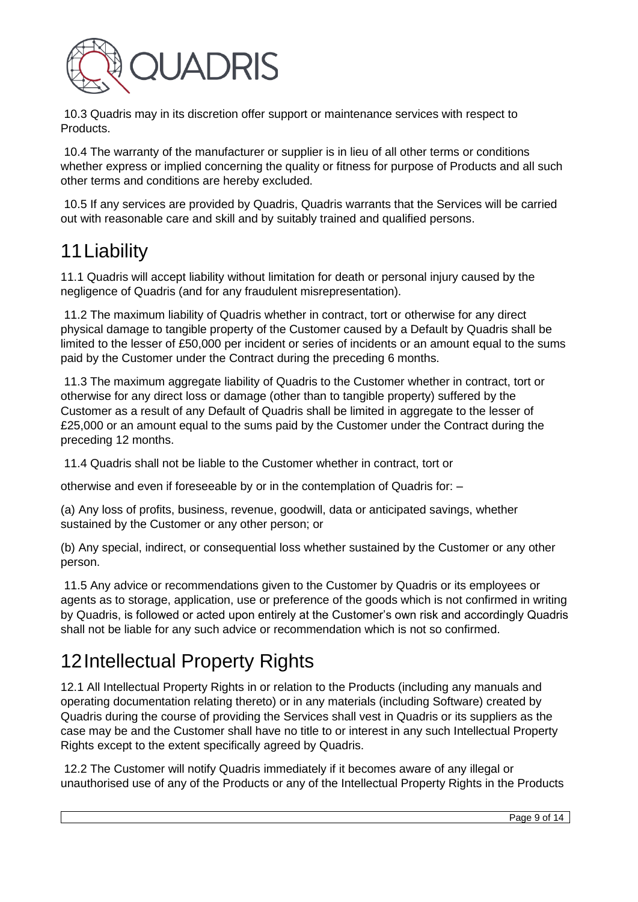10.3 Quadris may in its discretion offer support or maintenance services with respect to Products.

10.4 The warranty of the manufacturer or supplier is in lieu of all other terms or conditions whether express or implied concerning the quality or fitness for purpose of Products and all such other terms and conditions are hereby excluded.

10.5 If any services are provided by Quadris, Quadris warrants that the Services will be carried out with reasonable care and skill and by suitably trained and qualified persons.

# 11 Liability

11.1 Quadris will accept liability without limitation for death or personal injury caused by the negligence of Quadris (and for any fraudulent misrepresentation).

11.2 The maximum liability of Quadris whether in contract, tort or otherwise for any direct physical damage to tangible property of the Customer caused by a Default by Quadris shall be limited to the lesser of £50,000 per incident or series of incidents or an amount equal to the sums paid by the Customer under the Contract during the preceding 6 months.

11.3 The maximum aggregate liability of Quadris to the Customer whether in contract, tort or otherwise for any direct loss or damage (other than to tangible property) suffered by the Customer as a result of any Default of Quadris shall be limited in aggregate to the lesser of £25,000 or an amount equal to the sums paid by the Customer under the Contract during the preceding 12 months.

11.4 Quadris shall not be liable to the Customer whether in contract, tort or

otherwise and even if foreseeable by or in the contemplation of Quadris for: –

(a) Any loss of profits, business, revenue, goodwill, data or anticipated savings, whether sustained by the Customer or any other person; or

(b) Any special, indirect, or consequential loss whether sustained by the Customer or any other person.

11.5 Any advice or recommendations given to the Customer by Quadris or its employees or agents as to storage, application, use or preference of the goods which is not confirmed in writing by Quadris, is followed or acted upon entirely at the Customer's own risk and accordingly Quadris shall not be liable for any such advice or recommendation which is not so confirmed.

# 12 Intellectual Property Rights

12.1 All Intellectual Property Rights in or relation to the Products (including any manuals and operating documentation relating thereto) or in any materials (including Software) created by Quadris during the course of providing the Services shall vest in Quadris or its suppliers as the case may be and the Customer shall have no title to or interest in any such Intellectual Property Rights except to the extent specifically agreed by Quadris.

12.2 The Customer will notify Quadris immediately if it becomes aware of any illegal or unauthorised use of any of the Products or any of the Intellectual Property Rights in the Products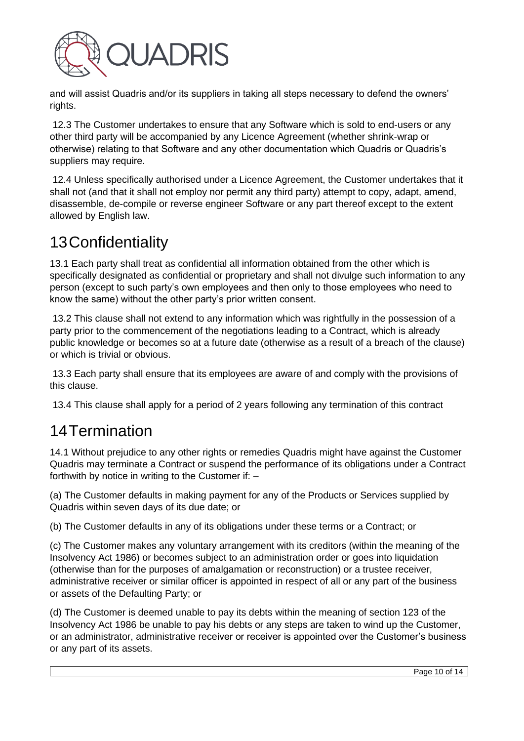and will assist Quadris and/or its suppliers in taking all steps necessary to defend the owners' rights.

12.3 The Customer undertakes to ensure that any Software which is sold to end-users or any other third party will be accompanied by any Licence Agreement (whether shrink-wrap or otherwise) relating to that Software and any other documentation which Quadris or Quadris's suppliers may require.

12.4 Unless specifically authorised under a Licence Agreement, the Customer undertakes that it shall not (and that it shall not employ nor permit any third party) attempt to copy, adapt, amend, disassemble, de-compile or reverse engineer Software or any part thereof except to the extent allowed by English law.

# 13 Confidentiality

13.1 Each party shall treat as confidential all information obtained from the other which is specifically designated as confidential or proprietary and shall not divulge such information to any person (except to such party's own employees and then only to those employees who need to know the same) without the other party's prior written consent.

13.2 This clause shall not extend to any information which was rightfully in the possession of a party prior to the commencement of the negotiations leading to a Contract, which is already public knowledge or becomes so at a future date (otherwise as a result of a breach of the clause) or which is trivial or obvious.

13.3 Each party shall ensure that its employees are aware of and comply with the provisions of this clause.

13.4 This clause shall apply for a period of 2 years following any termination of this contract

# 14 Termination

14.1 Without prejudice to any other rights or remedies Quadris might have against the Customer Quadris may terminate a Contract or suspend the performance of its obligations under a Contract forthwith by notice in writing to the Customer if: –

(a) The Customer defaults in making payment for any of the Products or Services supplied by Quadris within seven days of its due date; or

(b) The Customer defaults in any of its obligations under these terms or a Contract; or

(c) The Customer makes any voluntary arrangement with its creditors (within the meaning of the Insolvency Act 1986) or becomes subject to an administration order or goes into liquidation (otherwise than for the purposes of amalgamation or reconstruction) or a trustee receiver, administrative receiver or similar officer is appointed in respect of all or any part of the business or assets of the Defaulting Party; or

(d) The Customer is deemed unable to pay its debts within the meaning of section 123 of the Insolvency Act 1986 be unable to pay his debts or any steps are taken to wind up the Customer, or an administrator, administrative receiver or receiver is appointed over the Customer's business or any part of its assets.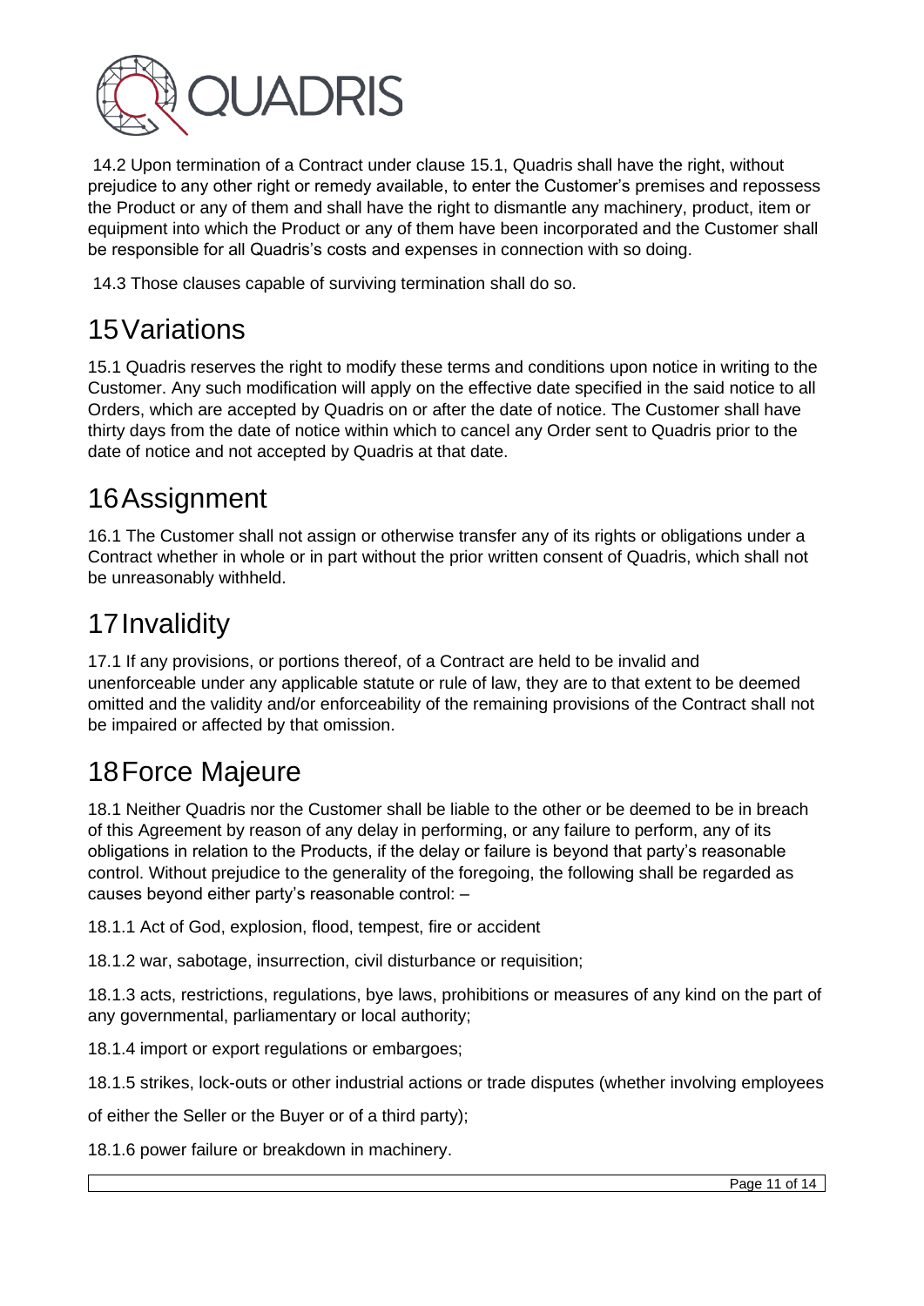14.2 Upon termination of a Contract under clause 15.1, Quadris shall have the right, without prejudice to any other right or remedy available, to enter the Customer's premises and repossess the Product or any of them and shall have the right to dismantle any machinery, product, item or equipment into which the Product or any of them have been incorporated and the Customer shall be responsible for all Quadris's costs and expenses in connection with so doing.

14.3 Those clauses capable of surviving termination shall do so.

# 15 Variations

15.1 Quadris reserves the right to modify these terms and conditions upon notice in writing to the Customer. Any such modification will apply on the effective date specified in the said notice to all Orders, which are accepted by Quadris on or after the date of notice. The Customer shall have thirty days from the date of notice within which to cancel any Order sent to Quadris prior to the date of notice and not accepted by Quadris at that date.

# 16 Assignment

16.1 The Customer shall not assign or otherwise transfer any of its rights or obligations under a Contract whether in whole or in part without the prior written consent of Quadris, which shall not be unreasonably withheld.

# 17 Invalidity

17.1 If any provisions, or portions thereof, of a Contract are held to be invalid and unenforceable under any applicable statute or rule of law, they are to that extent to be deemed omitted and the validity and/or enforceability of the remaining provisions of the Contract shall not be impaired or affected by that omission.

# 18 Force Majeure

18.1 Neither Quadris nor the Customer shall be liable to the other or be deemed to be in breach of this Agreement by reason of any delay in performing, or any failure to perform, any of its obligations in relation to the Products, if the delay or failure is beyond that party's reasonable control. Without prejudice to the generality of the foregoing, the following shall be regarded as causes beyond either party's reasonable control: –

18.1.1 Act of God, explosion, flood, tempest, fire or accident

18.1.2 war, sabotage, insurrection, civil disturbance or requisition;

18.1.3 acts, restrictions, regulations, bye laws, prohibitions or measures of any kind on the part of any governmental, parliamentary or local authority;

18.1.4 import or export regulations or embargoes;

18.1.5 strikes, lock-outs or other industrial actions or trade disputes (whether involving employees of either the Seller or the Buyer or of a third party);

18.1.6 power failure or breakdown in machinery.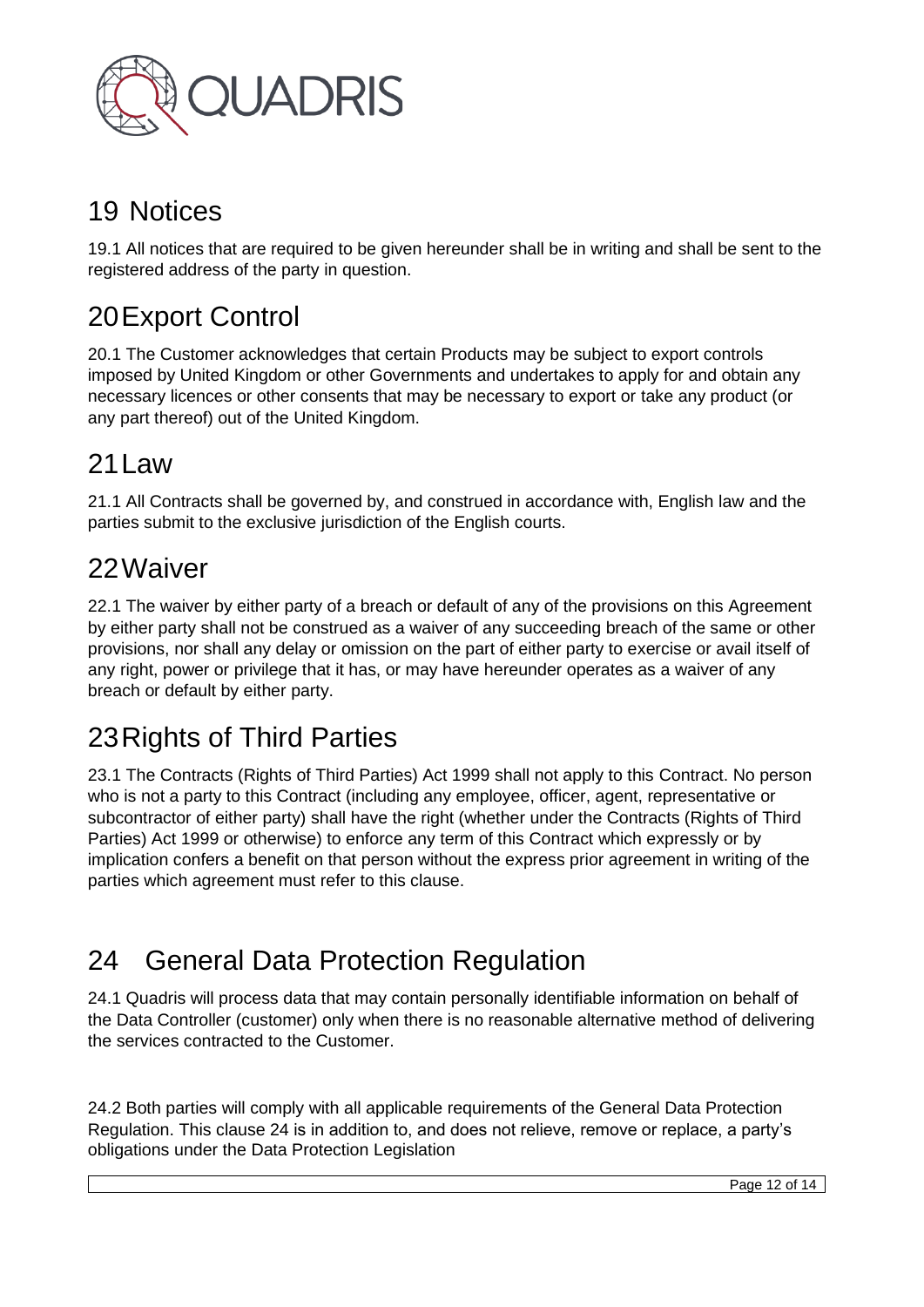## 19 Notices

19.1 All notices that are required to be given hereunder shall be in writing and shall be sent to the registered address of the party in question.

## 20 Export Control

20.1 The Customer acknowledges that certain Products may be subject to export controls imposed by United Kingdom or other Governments and undertakes to apply for and obtain any necessary licences or other consents that may be necessary to export or take any product (or any part thereof) out of the United Kingdom.

## 21 Law

21.1 All Contracts shall be governed by, and construed in accordance with, English law and the parties submit to the exclusive jurisdiction of the English courts.

## 22 Waiver

22.1 The waiver by either party of a breach or default of any of the provisions on this Agreement by either party shall not be construed as a waiver of any succeeding breach of the same or other provisions, nor shall any delay or omission on the part of either party to exercise or avail itself of any right, power or privilege that it has, or may have hereunder operates as a waiver of any breach or default by either party.

## 23 Rights of Third Parties

23.1 The Contracts (Rights of Third Parties) Act 1999 shall not apply to this Contract. No person who is not a party to this Contract (including any employee, officer, agent, representative or subcontractor of either party) shall have the right (whether under the Contracts (Rights of Third Parties) Act 1999 or otherwise) to enforce any term of this Contract which expressly or by implication confers a benefit on that person without the express prior agreement in writing of the parties which agreement must refer to this clause.

## 24 General Data Protection Regulation

24.1 Quadris will process data that may contain personally identifiable information on behalf of the Data Controller (customer) only when there is no reasonable alternative method of delivering the services contracted to the Customer.

24.2 Both parties will comply with all applicable requirements of the General Data Protection Regulation. This clause 24 is in addition to, and does not relieve, remove or replace, a party's obligations under the Data Protection Legislation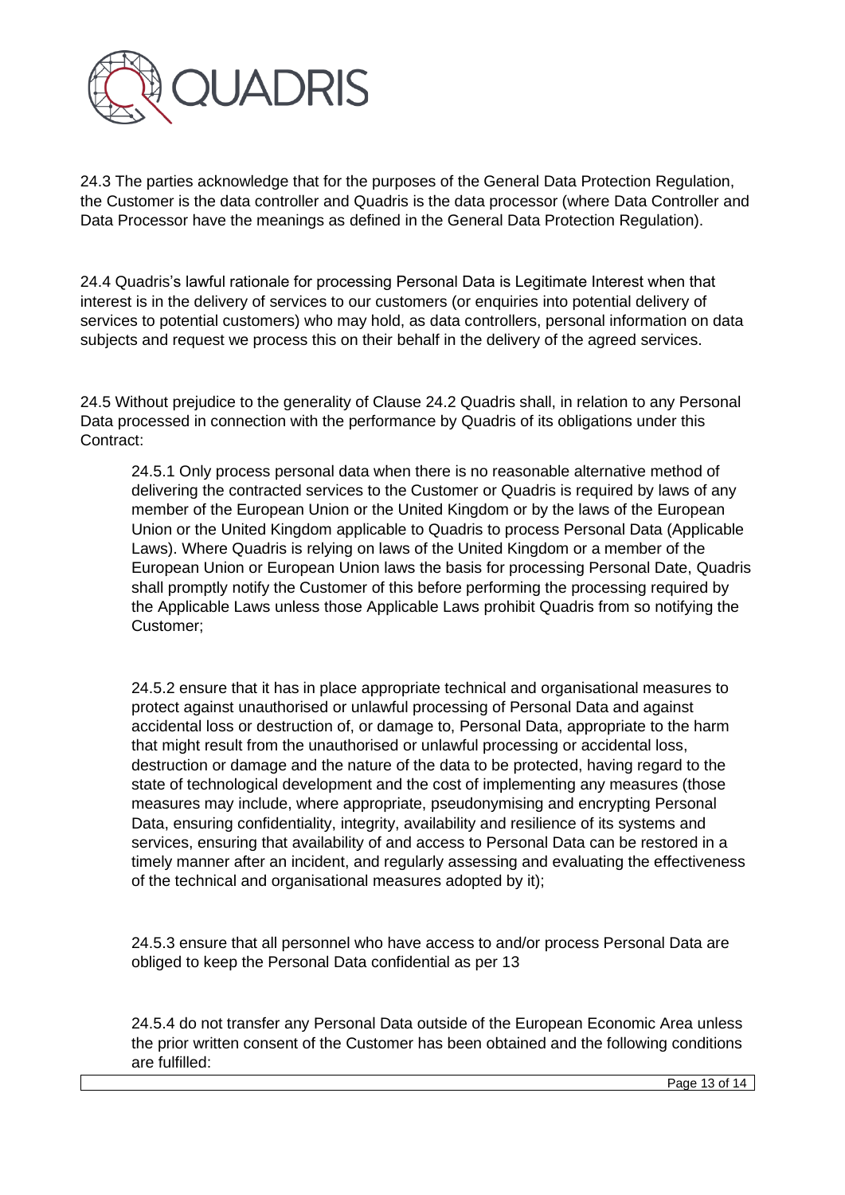24.3 The parties acknowledge that for the purposes of the General Data Protection Regulation, the Customer is the data controller and Quadris is the data processor (where Data Controller and Data Processor have the meanings as defined in the General Data Protection Regulation).

24.4 Quadris's lawful rationale for processing Personal Data is Legitimate Interest when that interest is in the delivery of services to our customers (or enquiries into potential delivery of services to potential customers) who may hold, as data controllers, personal information on data subjects and request we process this on their behalf in the delivery of the agreed services.

24.5 Without prejudice to the generality of Clause 24.2 Quadris shall, in relation to any Personal Data processed in connection with the performance by Quadris of its obligations under this Contract:

> 24.5.1 Only process personal data when there is no reasonable alternative method of delivering the contracted services to the Customer or Quadris is required by laws of any member of the European Union or the United Kingdom or by the laws of the European Union or the United Kingdom applicable to Quadris to process Personal Data (Applicable Laws). Where Quadris is relying on laws of the United Kingdom or a member of the European Union or European Union laws the basis for processing Personal Date, Quadris shall promptly notify the Customer of this before performing the processing required by the Applicable Laws unless those Applicable Laws prohibit Quadris from so notifying the Customer;
>
> 24.5.2 ensure that it has in place appropriate technical and organisational measures to protect against unauthorised or unlawful processing of Personal Data and against accidental loss or destruction of, or damage to, Personal Data, appropriate to the harm that might result from the unauthorised or unlawful processing or accidental loss, destruction or damage and the nature of the data to be protected, having regard to the state of technological development and the cost of implementing any measures (those measures may include, where appropriate, pseudonymising and encrypting Personal Data, ensuring confidentiality, integrity, availability and resilience of its systems and services, ensuring that availability of and access to Personal Data can be restored in a timely manner after an incident, and regularly assessing and evaluating the effectiveness of the technical and organisational measures adopted by it);
>
> 24.5.3 ensure that all personnel who have access to and/or process Personal Data are obliged to keep the Personal Data confidential as per 13
>
> 24.5.4 do not transfer any Personal Data outside of the European Economic Area unless the prior written consent of the Customer has been obtained and the following conditions are fulfilled: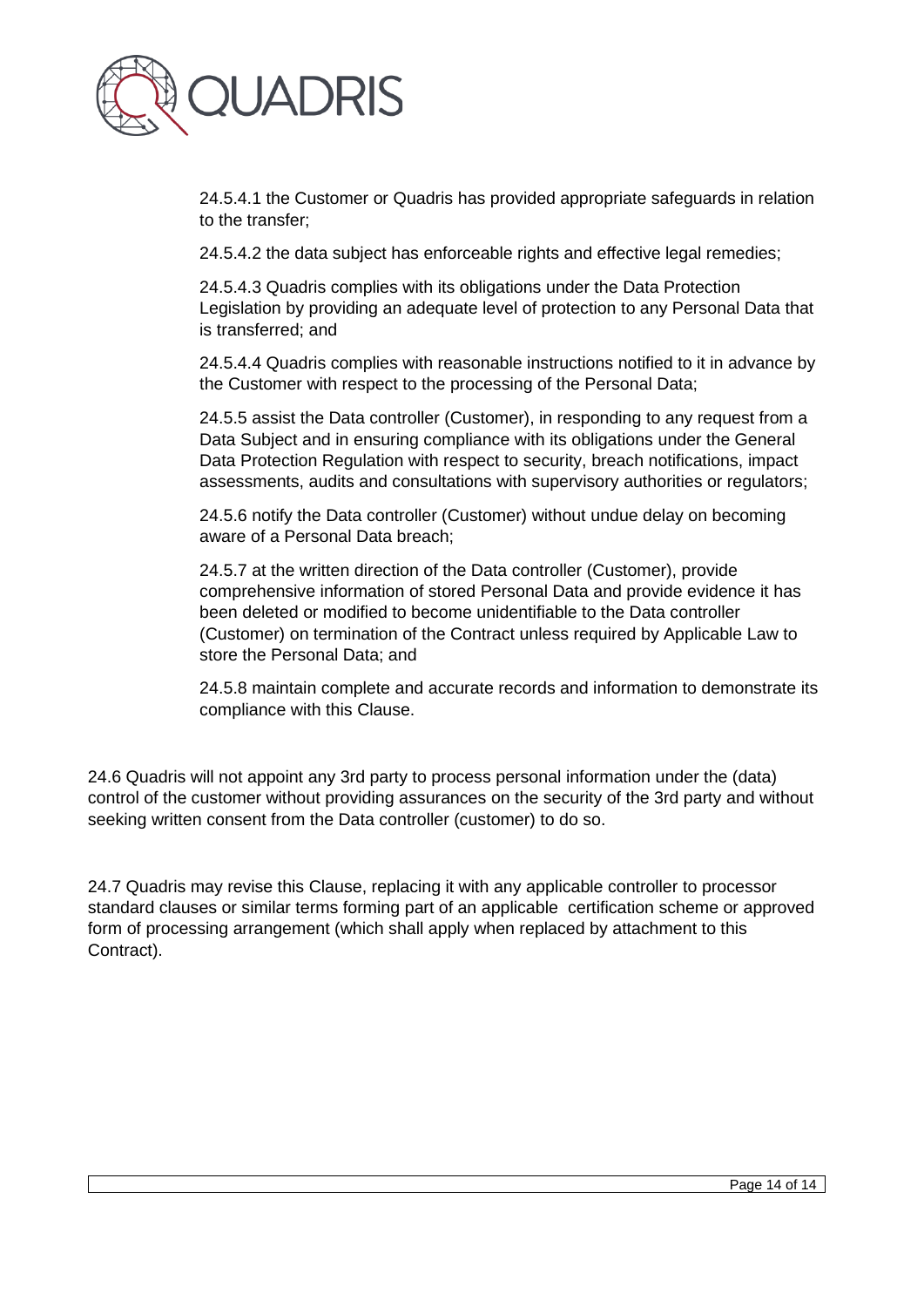24.5.4.1 the Customer or Quadris has provided appropriate safeguards in relation to the transfer;

24.5.4.2 the data subject has enforceable rights and effective legal remedies;

24.5.4.3 Quadris complies with its obligations under the Data Protection Legislation by providing an adequate level of protection to any Personal Data that is transferred; and

24.5.4.4 Quadris complies with reasonable instructions notified to it in advance by the Customer with respect to the processing of the Personal Data;

24.5.5 assist the Data controller (Customer), in responding to any request from a Data Subject and in ensuring compliance with its obligations under the General Data Protection Regulation with respect to security, breach notifications, impact assessments, audits and consultations with supervisory authorities or regulators;

24.5.6 notify the Data controller (Customer) without undue delay on becoming aware of a Personal Data breach;

24.5.7 at the written direction of the Data controller (Customer), provide comprehensive information of stored Personal Data and provide evidence it has been deleted or modified to become unidentifiable to the Data controller (Customer) on termination of the Contract unless required by Applicable Law to store the Personal Data; and

24.5.8 maintain complete and accurate records and information to demonstrate its compliance with this Clause.

24.6 Quadris will not appoint any 3rd party to process personal information under the (data) control of the customer without providing assurances on the security of the 3rd party and without seeking written consent from the Data controller (customer) to do so.

24.7 Quadris may revise this Clause, replacing it with any applicable controller to processor standard clauses or similar terms forming part of an applicable certification scheme or approved form of processing arrangement (which shall apply when replaced by attachment to this Contract).